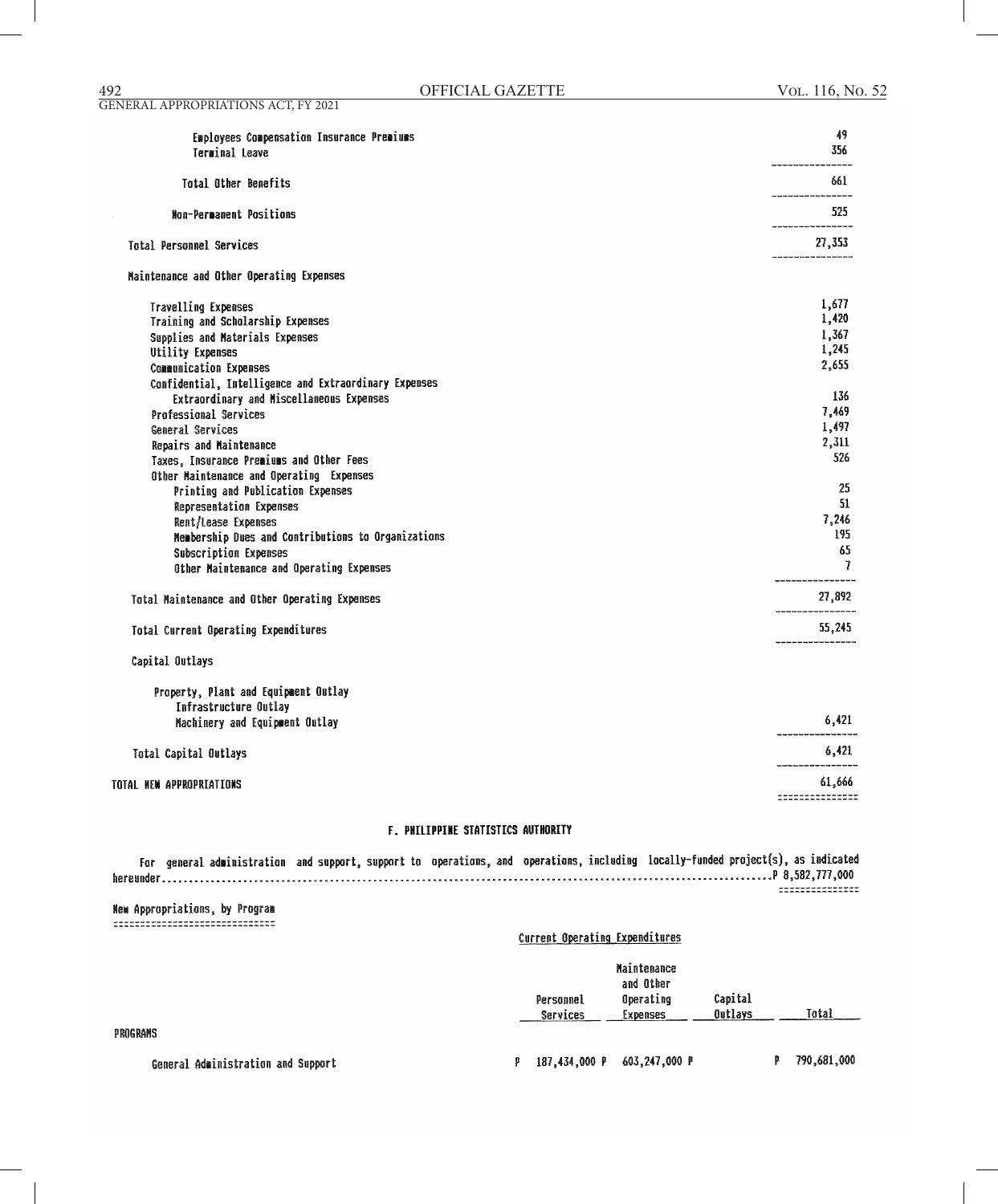| | |
|---|---|
| Employees Compensation Insurance Premiums | 49 |
| Terminal Leave | 356 |
| Total Other Benefits | 661 |
| Non-Permanent Positions | 525 |
| Total Personnel Services | 27,353 |
| Maintenance and Other Operating Expenses | |
| Travelling Expenses | 1,677 |
| Training and Scholarship Expenses | 1,420 |
| Supplies and Materials Expenses | 1,367 |
| Utility Expenses | 1,245 |
| Communication Expenses | 2,655 |
| Confidential, Intelligence and Extraordinary Expenses | |
| Extraordinary and Miscellaneous Expenses | 136 |
| Professional Services | 7,469 |
| General Services | 1,497 |
| Repairs and Maintenance | 2,311 |
| Taxes, Insurance Premiums and Other Fees | 526 |
| Other Maintenance and Operating Expenses | |
| Printing and Publication Expenses | 25 |
| Representation Expenses | 51 |
| Rent/Lease Expenses | 7,246 |
| Membership Dues and Contributions to Organizations | 195 |
| Subscription Expenses | 65 |
| Other Maintenance and Operating Expenses | 7 |
| Total Maintenance and Other Operating Expenses | 27,892 |
| Total Current Operating Expenditures | 55,245 |
| Capital Outlays | |
| Property, Plant and Equipment Outlay | |
| Infrastructure Outlay | |
| Machinery and Equipment Outlay | 6,421 |
| Total Capital Outlays | 6,421 |
| TOTAL NEW APPROPRIATIONS | 61,666 |

## F. PHILIPPINE STATISTICS AUTHORITY

For general administration and support, support to operations, and operations, including locally-funded project(s), as indicated hereunder.....................................................................................................................P 8,582,777,000

New Appropriations, by Program

| | Current Operating Expenditures | | | |
|---|---|---|---|---|
| | Personnel Services | Maintenance and Other Operating Expenses | Capital Outlays | Total |
| PROGRAMS | | | | |
| General Administration and Support | P 187,434,000 | P 603,247,000 | P | P 790,681,000 |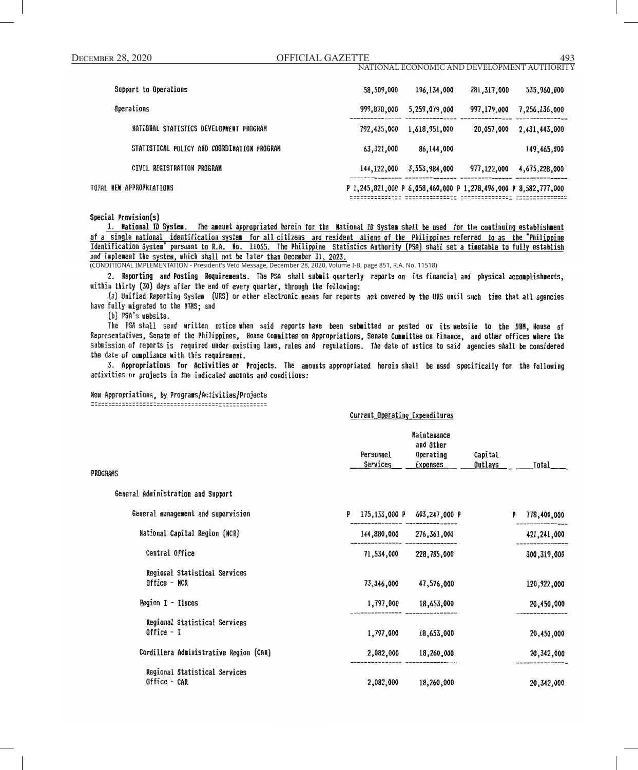| | | | | |
|---|---|---|---|---|
| Support to Operations | 58,509,000 | 196,134,000 | 281,317,000 | 535,960,000 |
| Operations | 999,878,000 | 5,259,079,000 | 997,179,000 | 7,256,136,000 |
| NATIONAL STATISTICS DEVELOPMENT PROGRAM | 792,435,000 | 1,618,951,000 | 20,057,000 | 2,431,443,000 |
| STATISTICAL POLICY AND COORDINATION PROGRAM | 63,321,000 | 86,144,000 | | 149,465,000 |
| CIVIL REGISTRATION PROGRAM | 144,122,000 | 3,553,984,000 | 977,122,000 | 4,675,228,000 |
| TOTAL NEW APPROPRIATIONS | P 1,245,821,000 | P 6,058,460,000 | P 1,278,496,000 | P 8,582,777,000 |

Special Provision(s)

1. **National ID System.** The amount appropriated herein for the National ID System shall be used for the continuing establishment of a single national identification system for all citizens and resident aliens of the Philippines referred to as the "Philippine Identification System" pursuant to R.A. No. 11055. The Philippine Statistics Authority (PSA) shall set a timetable to fully establish and implement the system, which shall not be later than December 31, 2023.
(CONDITIONAL IMPLEMENTATION - President's Veto Message, December 28, 2020, Volume I-B, page 851, R.A. No. 11518)

2. **Reporting and Posting Requirements.** The PSA shall submit quarterly reports on its financial and physical accomplishments, within thirty (30) days after the end of every quarter, through the following:

(a) Unified Reporting System (URS) or other electronic means for reports not covered by the URS until such time that all agencies have fully migrated to the BTMS; and

(b) PSA's website.

The PSA shall send written notice when said reports have been submitted or posted on its website to the DBM, House of Representatives, Senate of the Philippines, House Committee on Appropriations, Senate Committee on Finance, and other offices where the submission of reports is required under existing laws, rules and regulations. The date of notice to said agencies shall be considered the date of compliance with this requirement.

3. **Appropriations for Activities or Projects.** The amounts appropriated herein shall be used specifically for the following activities or projects in the indicated amounts and conditions:

New Appropriations, by Programs/Activities/Projects

| | Current Operating Expenditures | | | |
|---|---|---|---|---|
| | Personnel Services | Maintenance and Other Operating Expenses | Capital Outlays | Total |
| PROGRAMS | | | | |
| General Administration and Support | | | | |
| General management and supervision | P 175,153,000 | P 603,247,000 | P | P 778,400,000 |
| National Capital Region (NCR) | 144,880,000 | 276,361,000 | | 421,241,000 |
| Central Office | 71,534,000 | 228,785,000 | | 300,319,000 |
| Regional Statistical Services Office - NCR | 73,346,000 | 47,576,000 | | 120,922,000 |
| Region I - Ilocos | 1,797,000 | 18,653,000 | | 20,450,000 |
| Regional Statistical Services Office - I | 1,797,000 | 18,653,000 | | 20,450,000 |
| Cordillera Administrative Region (CAR) | 2,082,000 | 18,260,000 | | 20,342,000 |
| Regional Statistical Services Office - CAR | 2,082,000 | 18,260,000 | | 20,342,000 |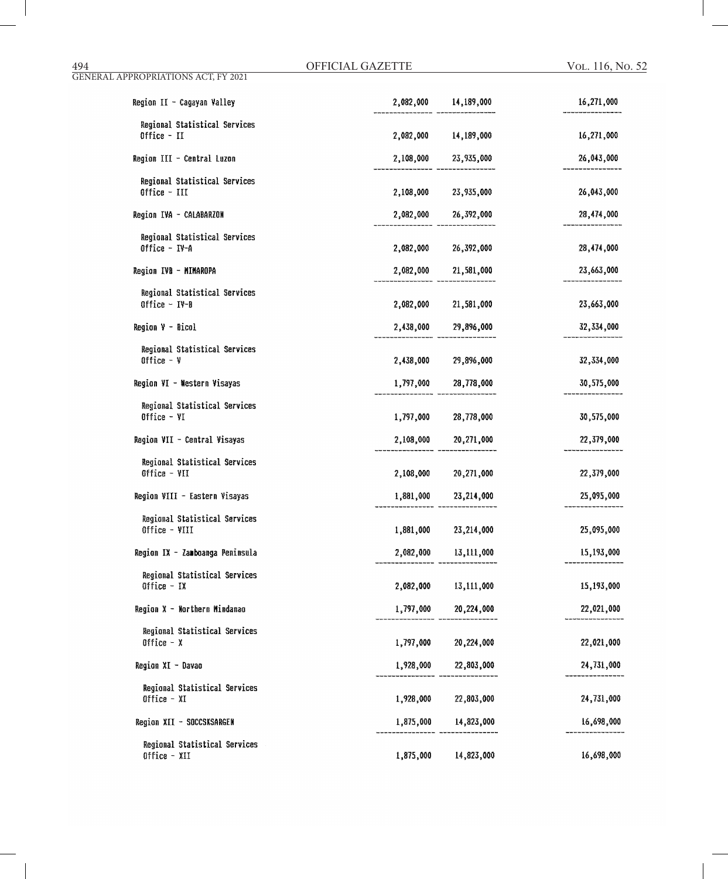| | | | |
|---|---|---|---|
| Region II - Cagayan Valley | 2,082,000 | 14,189,000 | 16,271,000 |
| Regional Statistical Services Office - II | 2,082,000 | 14,189,000 | 16,271,000 |
| Region III - Central Luzon | 2,108,000 | 23,935,000 | 26,043,000 |
| Regional Statistical Services Office - III | 2,108,000 | 23,935,000 | 26,043,000 |
| Region IVA - CALABARZON | 2,082,000 | 26,392,000 | 28,474,000 |
| Regional Statistical Services Office - IV-A | 2,082,000 | 26,392,000 | 28,474,000 |
| Region IVB - MIMAROPA | 2,082,000 | 21,581,000 | 23,663,000 |
| Regional Statistical Services Office - IV-B | 2,082,000 | 21,581,000 | 23,663,000 |
| Region V - Bicol | 2,438,000 | 29,896,000 | 32,334,000 |
| Regional Statistical Services Office - V | 2,438,000 | 29,896,000 | 32,334,000 |
| Region VI - Western Visayas | 1,797,000 | 28,778,000 | 30,575,000 |
| Regional Statistical Services Office - VI | 1,797,000 | 28,778,000 | 30,575,000 |
| Region VII - Central Visayas | 2,108,000 | 20,271,000 | 22,379,000 |
| Regional Statistical Services Office - VII | 2,108,000 | 20,271,000 | 22,379,000 |
| Region VIII - Eastern Visayas | 1,881,000 | 23,214,000 | 25,095,000 |
| Regional Statistical Services Office - VIII | 1,881,000 | 23,214,000 | 25,095,000 |
| Region IX - Zamboanga Peninsula | 2,082,000 | 13,111,000 | 15,193,000 |
| Regional Statistical Services Office - IX | 2,082,000 | 13,111,000 | 15,193,000 |
| Region X - Northern Mindanao | 1,797,000 | 20,224,000 | 22,021,000 |
| Regional Statistical Services Office - X | 1,797,000 | 20,224,000 | 22,021,000 |
| Region XI - Davao | 1,928,000 | 22,803,000 | 24,731,000 |
| Regional Statistical Services Office - XI | 1,928,000 | 22,803,000 | 24,731,000 |
| Region XII - SOCCSKSARGEN | 1,875,000 | 14,823,000 | 16,698,000 |
| Regional Statistical Services Office - XII | 1,875,000 | 14,823,000 | 16,698,000 |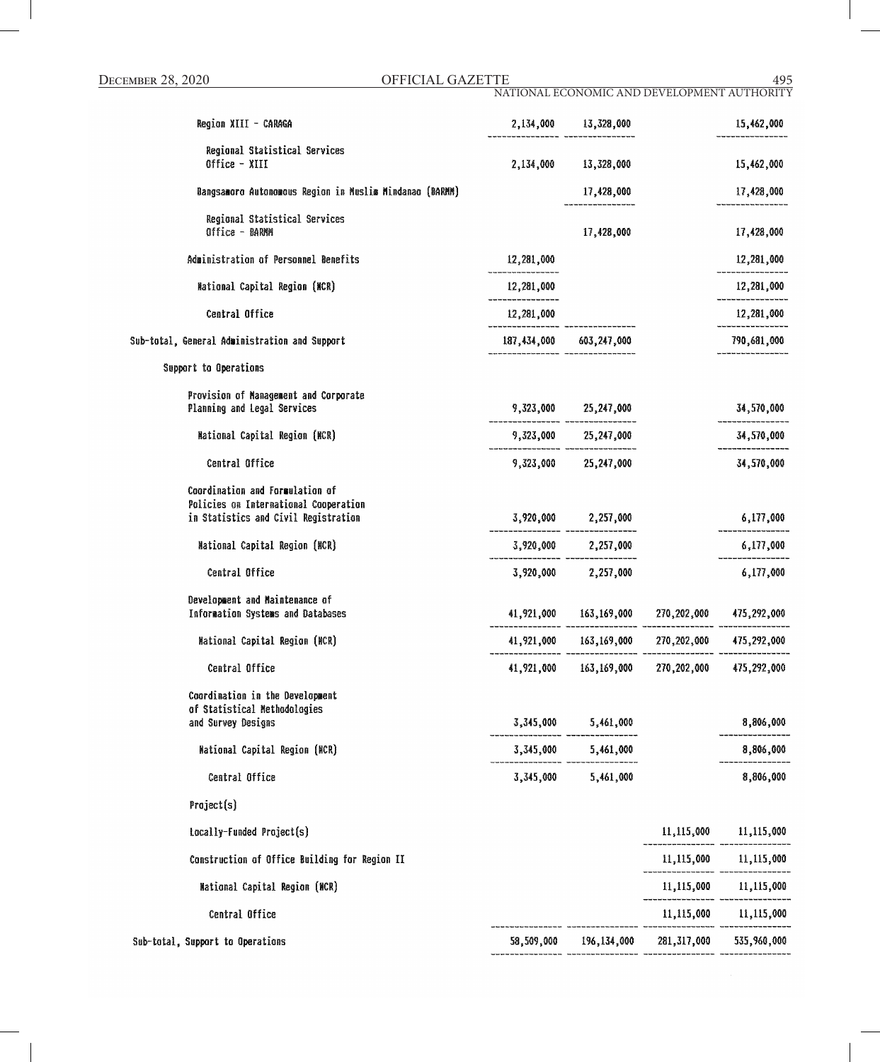| | | | | |
|---|---|---|---|---|
| Region XIII - CARAGA | 2,134,000 | 13,328,000 | | 15,462,000 |
| Regional Statistical Services Office - XIII | 2,134,000 | 13,328,000 | | 15,462,000 |
| Bangsamoro Autonomous Region in Muslim Mindanao (BARMM) | | 17,428,000 | | 17,428,000 |
| Regional Statistical Services Office - BARMM | | 17,428,000 | | 17,428,000 |
| Administration of Personnel Benefits | 12,281,000 | | | 12,281,000 |
| National Capital Region (NCR) | 12,281,000 | | | 12,281,000 |
| Central Office | 12,281,000 | | | 12,281,000 |
| Sub-total, General Administration and Support | 187,434,000 | 603,247,000 | | 790,681,000 |
| Support to Operations | | | | |
| Provision of Management and Corporate Planning and Legal Services | 9,323,000 | 25,247,000 | | 34,570,000 |
| National Capital Region (NCR) | 9,323,000 | 25,247,000 | | 34,570,000 |
| Central Office | 9,323,000 | 25,247,000 | | 34,570,000 |
| Coordination and Formulation of Policies on International Cooperation in Statistics and Civil Registration | 3,920,000 | 2,257,000 | | 6,177,000 |
| National Capital Region (NCR) | 3,920,000 | 2,257,000 | | 6,177,000 |
| Central Office | 3,920,000 | 2,257,000 | | 6,177,000 |
| Development and Maintenance of Information Systems and Databases | 41,921,000 | 163,169,000 | 270,202,000 | 475,292,000 |
| National Capital Region (NCR) | 41,921,000 | 163,169,000 | 270,202,000 | 475,292,000 |
| Central Office | 41,921,000 | 163,169,000 | 270,202,000 | 475,292,000 |
| Coordination in the Development of Statistical Methodologies and Survey Designs | 3,345,000 | 5,461,000 | | 8,806,000 |
| National Capital Region (NCR) | 3,345,000 | 5,461,000 | | 8,806,000 |
| Central Office | 3,345,000 | 5,461,000 | | 8,806,000 |
| Project(s) | | | | |
| Locally-Funded Project(s) | | | 11,115,000 | 11,115,000 |
| Construction of Office Building for Region II | | | 11,115,000 | 11,115,000 |
| National Capital Region (NCR) | | | 11,115,000 | 11,115,000 |
| Central Office | | | 11,115,000 | 11,115,000 |
| Sub-total, Support to Operations | 58,509,000 | 196,134,000 | 281,317,000 | 535,960,000 |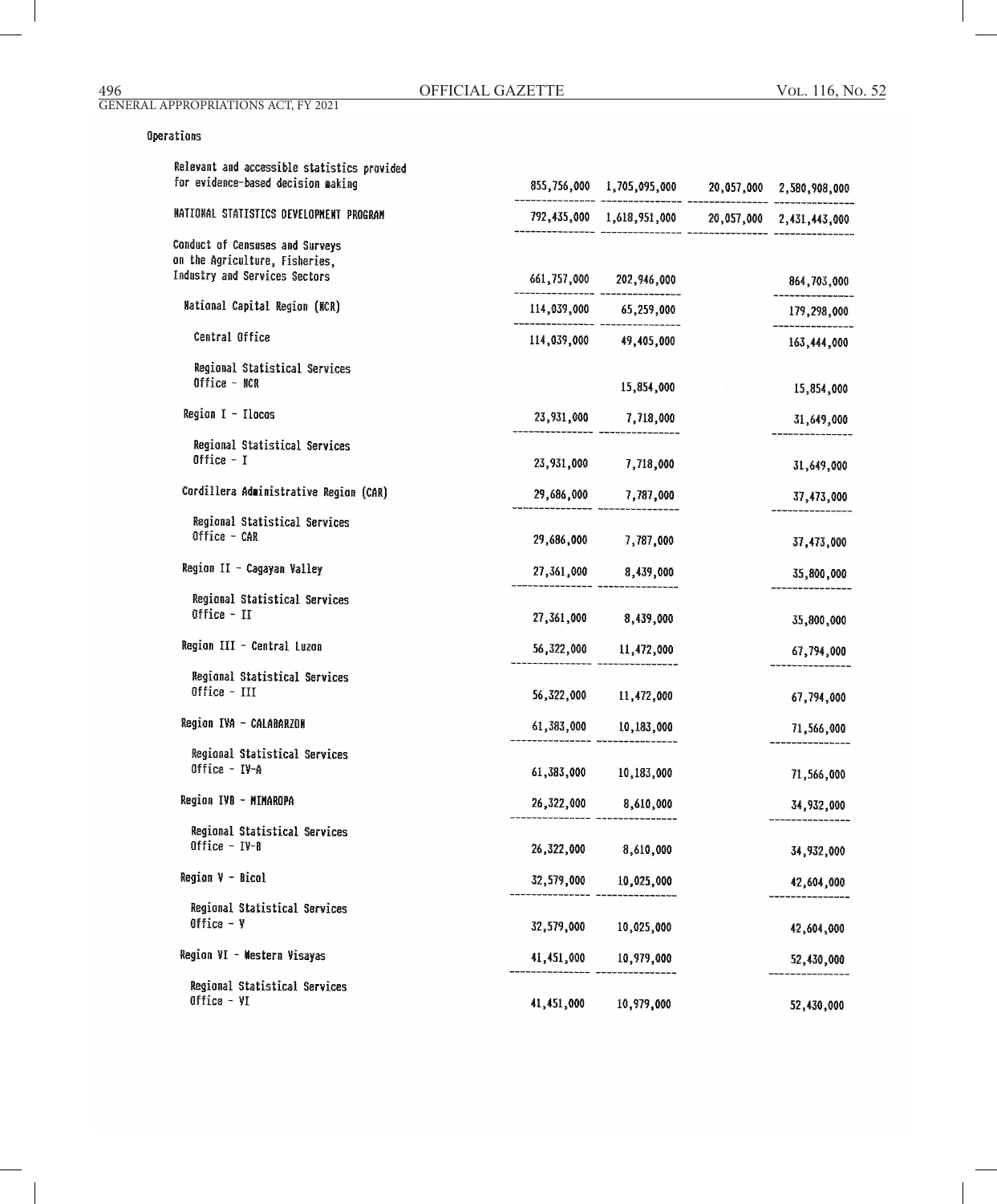Operations

| | | | | |
|---|---|---|---|---|
| Relevant and accessible statistics provided for evidence-based decision making | 855,756,000 | 1,705,095,000 | 20,057,000 | 2,580,908,000 |
| NATIONAL STATISTICS DEVELOPMENT PROGRAM | 792,435,000 | 1,618,951,000 | 20,057,000 | 2,431,443,000 |
| Conduct of Censuses and Surveys on the Agriculture, Fisheries, Industry and Services Sectors | 661,757,000 | 202,946,000 | | 864,703,000 |
| National Capital Region (NCR) | 114,039,000 | 65,259,000 | | 179,298,000 |
| Central Office | 114,039,000 | 49,405,000 | | 163,444,000 |
| Regional Statistical Services Office - NCR | | 15,854,000 | | 15,854,000 |
| Region I - Ilocos | 23,931,000 | 7,718,000 | | 31,649,000 |
| Regional Statistical Services Office - I | 23,931,000 | 7,718,000 | | 31,649,000 |
| Cordillera Administrative Region (CAR) | 29,686,000 | 7,787,000 | | 37,473,000 |
| Regional Statistical Services Office - CAR | 29,686,000 | 7,787,000 | | 37,473,000 |
| Region II - Cagayan Valley | 27,361,000 | 8,439,000 | | 35,800,000 |
| Regional Statistical Services Office - II | 27,361,000 | 8,439,000 | | 35,800,000 |
| Region III - Central Luzon | 56,322,000 | 11,472,000 | | 67,794,000 |
| Regional Statistical Services Office - III | 56,322,000 | 11,472,000 | | 67,794,000 |
| Region IVA - CALABARZON | 61,383,000 | 10,183,000 | | 71,566,000 |
| Regional Statistical Services Office - IV-A | 61,383,000 | 10,183,000 | | 71,566,000 |
| Region IVB - MIMAROPA | 26,322,000 | 8,610,000 | | 34,932,000 |
| Regional Statistical Services Office - IV-B | 26,322,000 | 8,610,000 | | 34,932,000 |
| Region V - Bicol | 32,579,000 | 10,025,000 | | 42,604,000 |
| Regional Statistical Services Office - V | 32,579,000 | 10,025,000 | | 42,604,000 |
| Region VI - Western Visayas | 41,451,000 | 10,979,000 | | 52,430,000 |
| Regional Statistical Services Office - VI | 41,451,000 | 10,979,000 | | 52,430,000 |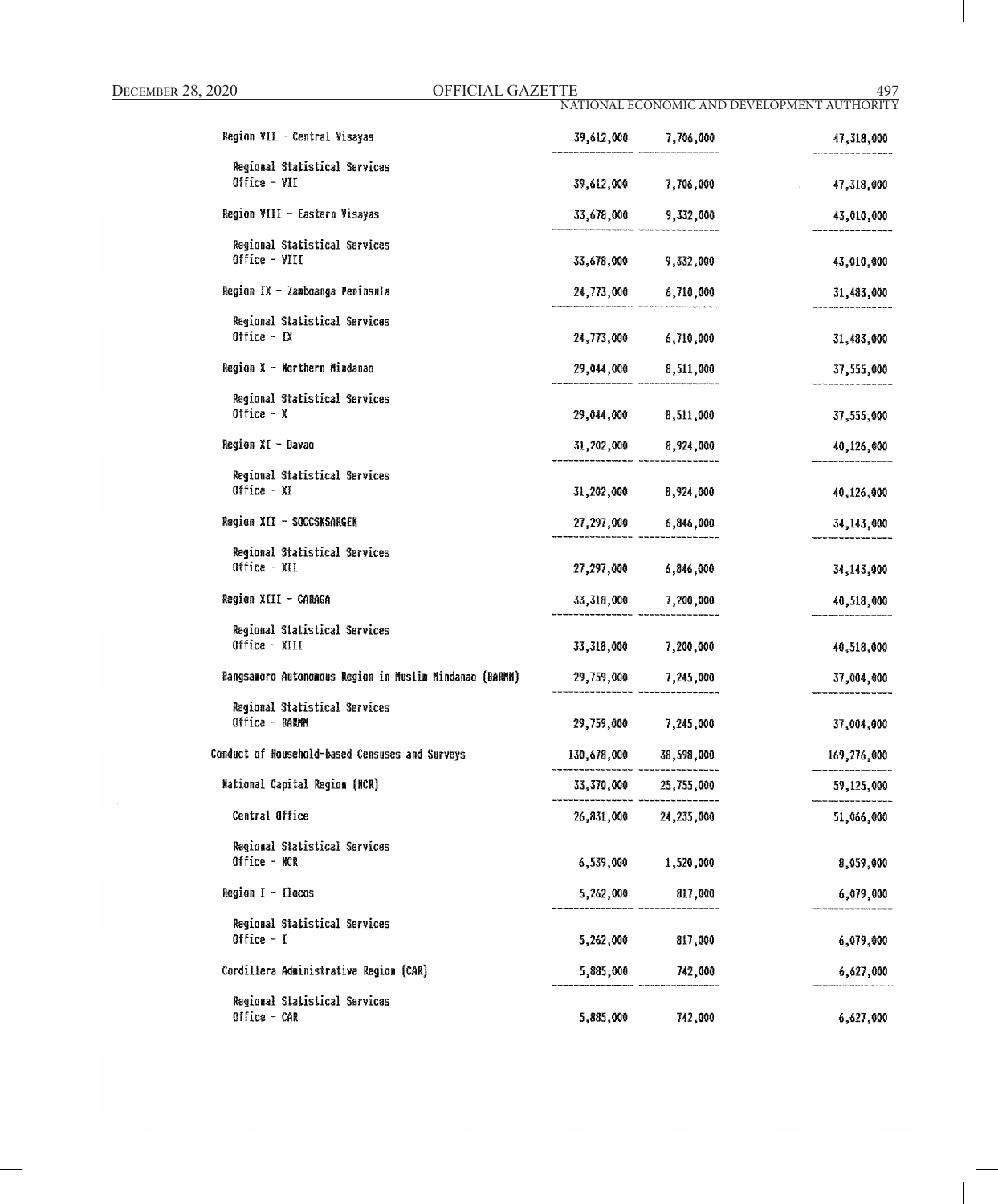| | | | |
|---|---|---|---|
| Region VII - Central Visayas | 39,612,000 | 7,706,000 | 47,318,000 |
| Regional Statistical Services Office - VII | 39,612,000 | 7,706,000 | 47,318,000 |
| Region VIII - Eastern Visayas | 33,678,000 | 9,332,000 | 43,010,000 |
| Regional Statistical Services Office - VIII | 33,678,000 | 9,332,000 | 43,010,000 |
| Region IX - Zamboanga Peninsula | 24,773,000 | 6,710,000 | 31,483,000 |
| Regional Statistical Services Office - IX | 24,773,000 | 6,710,000 | 31,483,000 |
| Region X - Northern Mindanao | 29,044,000 | 8,511,000 | 37,555,000 |
| Regional Statistical Services Office - X | 29,044,000 | 8,511,000 | 37,555,000 |
| Region XI - Davao | 31,202,000 | 8,924,000 | 40,126,000 |
| Regional Statistical Services Office - XI | 31,202,000 | 8,924,000 | 40,126,000 |
| Region XII - SOCCSKSARGEN | 27,297,000 | 6,846,000 | 34,143,000 |
| Regional Statistical Services Office - XII | 27,297,000 | 6,846,000 | 34,143,000 |
| Region XIII - CARAGA | 33,318,000 | 7,200,000 | 40,518,000 |
| Regional Statistical Services Office - XIII | 33,318,000 | 7,200,000 | 40,518,000 |
| Bangsamoro Autonomous Region in Muslim Mindanao (BARMM) | 29,759,000 | 7,245,000 | 37,004,000 |
| Regional Statistical Services Office - BARMM | 29,759,000 | 7,245,000 | 37,004,000 |
| Conduct of Household-based Censuses and Surveys | 130,678,000 | 38,598,000 | 169,276,000 |
| National Capital Region (NCR) | 33,370,000 | 25,755,000 | 59,125,000 |
| Central Office | 26,831,000 | 24,235,000 | 51,066,000 |
| Regional Statistical Services Office - NCR | 6,539,000 | 1,520,000 | 8,059,000 |
| Region I - Ilocos | 5,262,000 | 817,000 | 6,079,000 |
| Regional Statistical Services Office - I | 5,262,000 | 817,000 | 6,079,000 |
| Cordillera Administrative Region (CAR) | 5,885,000 | 742,000 | 6,627,000 |
| Regional Statistical Services Office - CAR | 5,885,000 | 742,000 | 6,627,000 |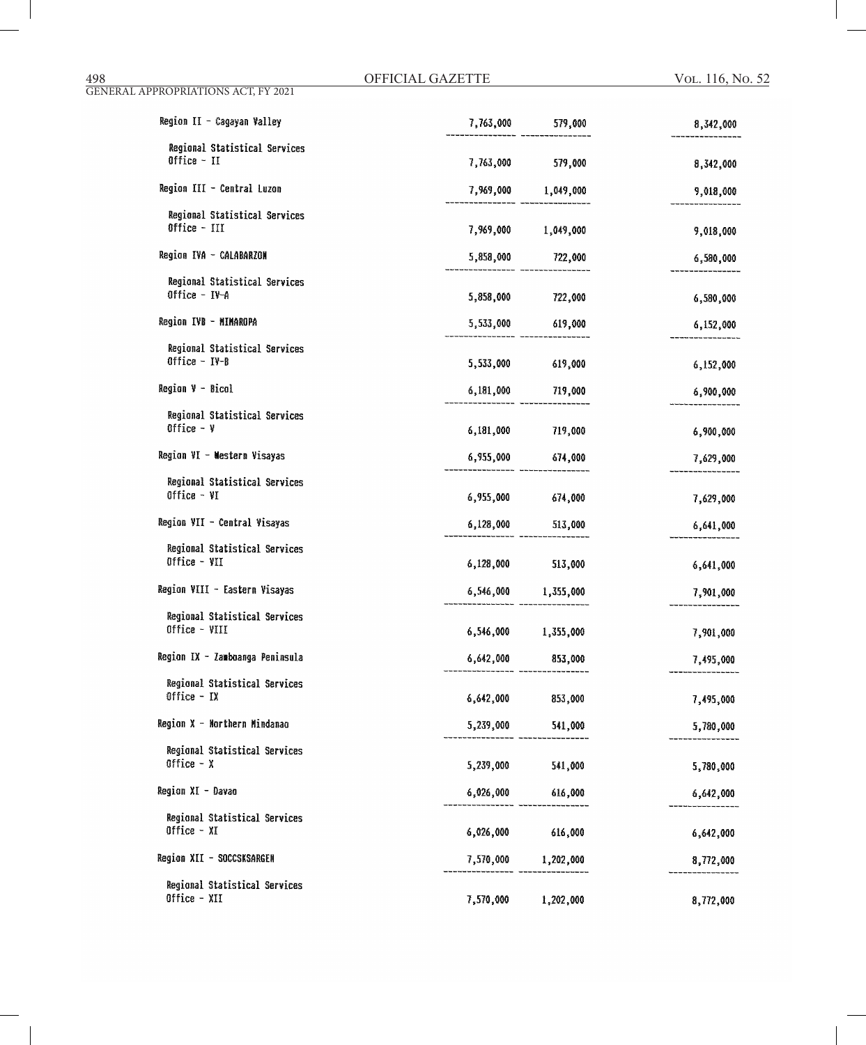| | | | | |
|---|---|---|---|---|
| Region II - Cagayan Valley | 7,763,000 | 579,000 | | 8,342,000 |
| Regional Statistical Services Office - II | 7,763,000 | 579,000 | | 8,342,000 |
| Region III - Central Luzon | 7,969,000 | 1,049,000 | | 9,018,000 |
| Regional Statistical Services Office - III | 7,969,000 | 1,049,000 | | 9,018,000 |
| Region IVA - CALABARZON | 5,858,000 | 722,000 | | 6,580,000 |
| Regional Statistical Services Office - IV-A | 5,858,000 | 722,000 | | 6,580,000 |
| Region IVB - MIMAROPA | 5,533,000 | 619,000 | | 6,152,000 |
| Regional Statistical Services Office - IV-B | 5,533,000 | 619,000 | | 6,152,000 |
| Region V - Bicol | 6,181,000 | 719,000 | | 6,900,000 |
| Regional Statistical Services Office - V | 6,181,000 | 719,000 | | 6,900,000 |
| Region VI - Western Visayas | 6,955,000 | 674,000 | | 7,629,000 |
| Regional Statistical Services Office - VI | 6,955,000 | 674,000 | | 7,629,000 |
| Region VII - Central Visayas | 6,128,000 | 513,000 | | 6,641,000 |
| Regional Statistical Services Office - VII | 6,128,000 | 513,000 | | 6,641,000 |
| Region VIII - Eastern Visayas | 6,546,000 | 1,355,000 | | 7,901,000 |
| Regional Statistical Services Office - VIII | 6,546,000 | 1,355,000 | | 7,901,000 |
| Region IX - Zamboanga Peninsula | 6,642,000 | 853,000 | | 7,495,000 |
| Regional Statistical Services Office - IX | 6,642,000 | 853,000 | | 7,495,000 |
| Region X - Northern Mindanao | 5,239,000 | 541,000 | | 5,780,000 |
| Regional Statistical Services Office - X | 5,239,000 | 541,000 | | 5,780,000 |
| Region XI - Davao | 6,026,000 | 616,000 | | 6,642,000 |
| Regional Statistical Services Office - XI | 6,026,000 | 616,000 | | 6,642,000 |
| Region XII - SOCCSKSARGEN | 7,570,000 | 1,202,000 | | 8,772,000 |
| Regional Statistical Services Office - XII | 7,570,000 | 1,202,000 | | 8,772,000 |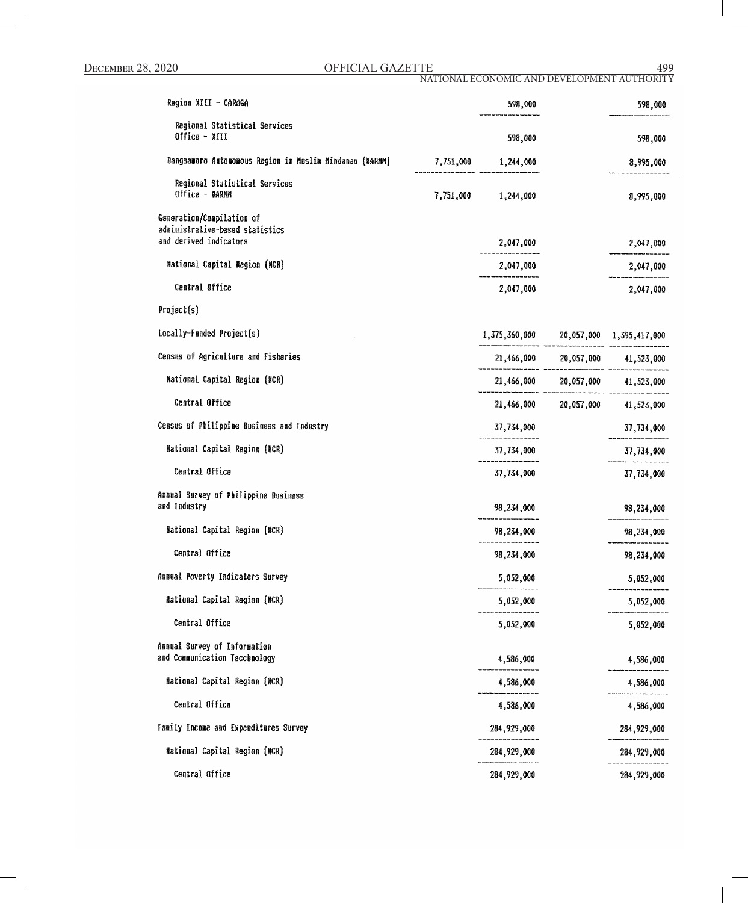| | | | | |
|---|---|---|---|---|
| Region XIII - CARAGA | | 598,000 | | 598,000 |
| Regional Statistical Services Office - XIII | | 598,000 | | 598,000 |
| Bangsamoro Autonomous Region in Muslim Mindanao (BARMM) | 7,751,000 | 1,244,000 | | 8,995,000 |
| Regional Statistical Services Office - BARMM | 7,751,000 | 1,244,000 | | 8,995,000 |
| Generation/Compilation of administrative-based statistics and derived indicators | | 2,047,000 | | 2,047,000 |
| National Capital Region (NCR) | | 2,047,000 | | 2,047,000 |
| Central Office | | 2,047,000 | | 2,047,000 |
| Project(s) | | | | |
| Locally-Funded Project(s) | | 1,375,360,000 | 20,057,000 | 1,395,417,000 |
| Census of Agriculture and Fisheries | | 21,466,000 | 20,057,000 | 41,523,000 |
| National Capital Region (NCR) | | 21,466,000 | 20,057,000 | 41,523,000 |
| Central Office | | 21,466,000 | 20,057,000 | 41,523,000 |
| Census of Philippine Business and Industry | | 37,734,000 | | 37,734,000 |
| National Capital Region (NCR) | | 37,734,000 | | 37,734,000 |
| Central Office | | 37,734,000 | | 37,734,000 |
| Annual Survey of Philippine Business and Industry | | 98,234,000 | | 98,234,000 |
| National Capital Region (NCR) | | 98,234,000 | | 98,234,000 |
| Central Office | | 98,234,000 | | 98,234,000 |
| Annual Poverty Indicators Survey | | 5,052,000 | | 5,052,000 |
| National Capital Region (NCR) | | 5,052,000 | | 5,052,000 |
| Central Office | | 5,052,000 | | 5,052,000 |
| Annual Survey of Information and Communication Tecchnology | | 4,586,000 | | 4,586,000 |
| National Capital Region (NCR) | | 4,586,000 | | 4,586,000 |
| Central Office | | 4,586,000 | | 4,586,000 |
| Family Income and Expenditures Survey | | 284,929,000 | | 284,929,000 |
| National Capital Region (NCR) | | 284,929,000 | | 284,929,000 |
| Central Office | | 284,929,000 | | 284,929,000 |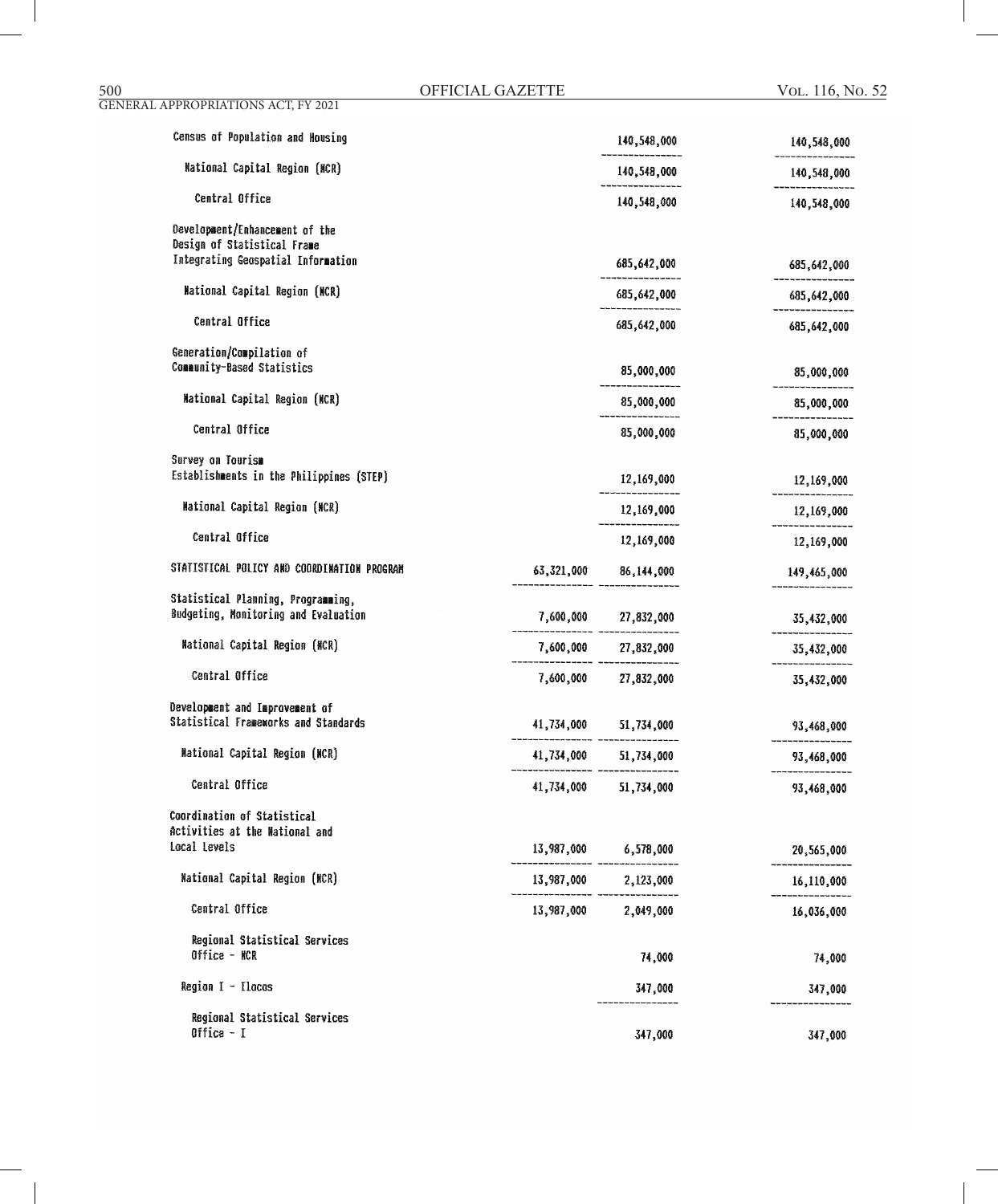| | | | |
|---|---|---|---|
| Census of Population and Housing | | 140,548,000 | 140,548,000 |
| National Capital Region (NCR) | | 140,548,000 | 140,548,000 |
| Central Office | | 140,548,000 | 140,548,000 |
| Development/Enhancement of the Design of Statistical Frame Integrating Geospatial Information | | 685,642,000 | 685,642,000 |
| National Capital Region (NCR) | | 685,642,000 | 685,642,000 |
| Central Office | | 685,642,000 | 685,642,000 |
| Generation/Compilation of Community-Based Statistics | | 85,000,000 | 85,000,000 |
| National Capital Region (NCR) | | 85,000,000 | 85,000,000 |
| Central Office | | 85,000,000 | 85,000,000 |
| Survey on Tourism Establishments in the Philippines (STEP) | | 12,169,000 | 12,169,000 |
| National Capital Region (NCR) | | 12,169,000 | 12,169,000 |
| Central Office | | 12,169,000 | 12,169,000 |
| STATISTICAL POLICY AND COORDINATION PROGRAM | 63,321,000 | 86,144,000 | 149,465,000 |
| Statistical Planning, Programming, Budgeting, Monitoring and Evaluation | 7,600,000 | 27,832,000 | 35,432,000 |
| National Capital Region (NCR) | 7,600,000 | 27,832,000 | 35,432,000 |
| Central Office | 7,600,000 | 27,832,000 | 35,432,000 |
| Development and Improvement of Statistical Frameworks and Standards | 41,734,000 | 51,734,000 | 93,468,000 |
| National Capital Region (NCR) | 41,734,000 | 51,734,000 | 93,468,000 |
| Central Office | 41,734,000 | 51,734,000 | 93,468,000 |
| Coordination of Statistical Activities at the National and Local Levels | 13,987,000 | 6,578,000 | 20,565,000 |
| National Capital Region (NCR) | 13,987,000 | 2,123,000 | 16,110,000 |
| Central Office | 13,987,000 | 2,049,000 | 16,036,000 |
| Regional Statistical Services Office - NCR | | 74,000 | 74,000 |
| Region I - Ilocos | | 347,000 | 347,000 |
| Regional Statistical Services Office - I | | 347,000 | 347,000 |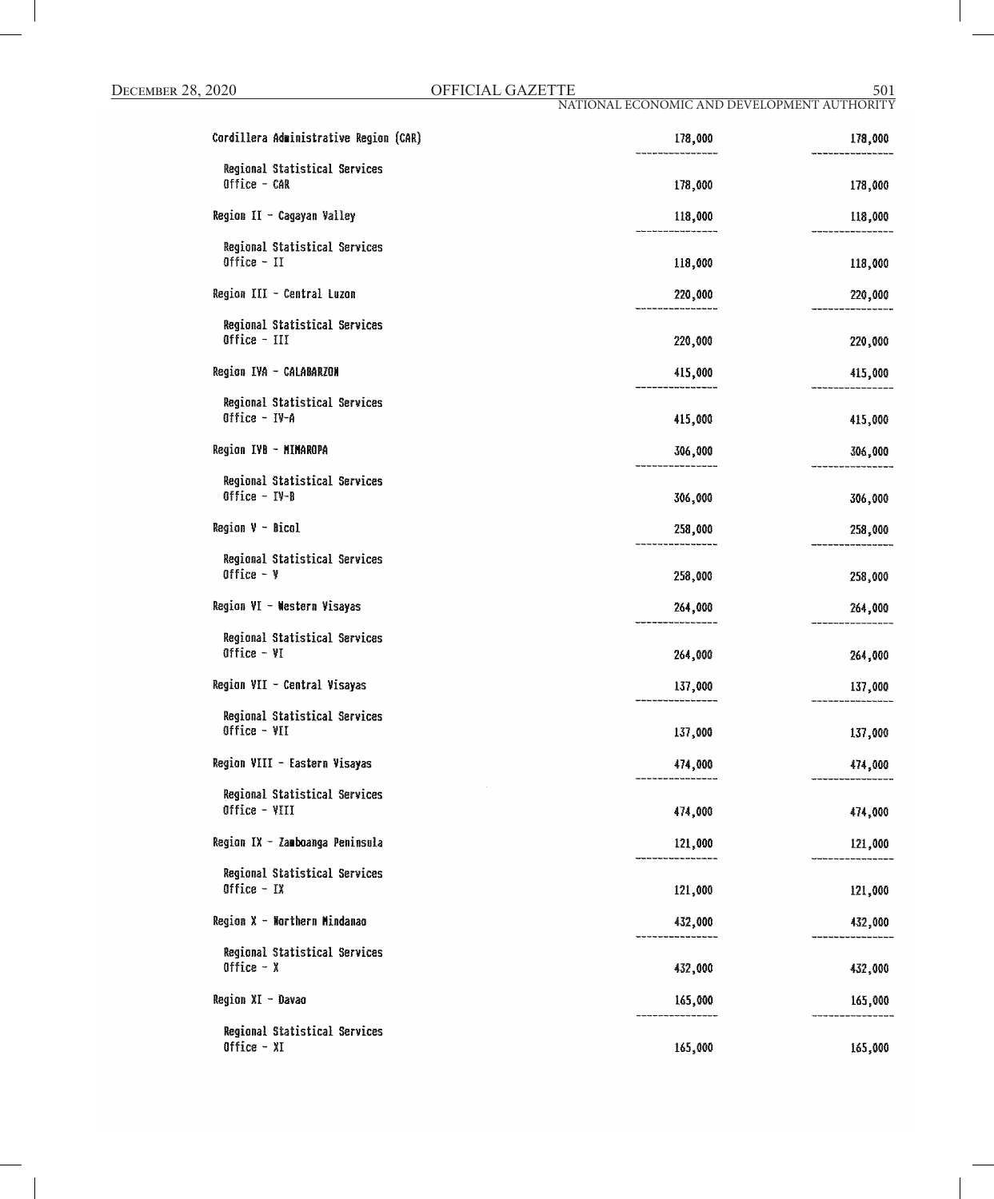| | | |
|---|---|---|
| Cordillera Administrative Region (CAR) | 178,000 | 178,000 |
| Regional Statistical Services Office - CAR | 178,000 | 178,000 |
| Region II - Cagayan Valley | 118,000 | 118,000 |
| Regional Statistical Services Office - II | 118,000 | 118,000 |
| Region III - Central Luzon | 220,000 | 220,000 |
| Regional Statistical Services Office - III | 220,000 | 220,000 |
| Region IVA - CALABARZON | 415,000 | 415,000 |
| Regional Statistical Services Office - IV-A | 415,000 | 415,000 |
| Region IVB - MIMAROPA | 306,000 | 306,000 |
| Regional Statistical Services Office - IV-B | 306,000 | 306,000 |
| Region V - Bicol | 258,000 | 258,000 |
| Regional Statistical Services Office - V | 258,000 | 258,000 |
| Region VI - Western Visayas | 264,000 | 264,000 |
| Regional Statistical Services Office - VI | 264,000 | 264,000 |
| Region VII - Central Visayas | 137,000 | 137,000 |
| Regional Statistical Services Office - VII | 137,000 | 137,000 |
| Region VIII - Eastern Visayas | 474,000 | 474,000 |
| Regional Statistical Services Office - VIII | 474,000 | 474,000 |
| Region IX - Zamboanga Peninsula | 121,000 | 121,000 |
| Regional Statistical Services Office - IX | 121,000 | 121,000 |
| Region X - Northern Mindanao | 432,000 | 432,000 |
| Regional Statistical Services Office - X | 432,000 | 432,000 |
| Region XI - Davao | 165,000 | 165,000 |
| Regional Statistical Services Office - XI | 165,000 | 165,000 |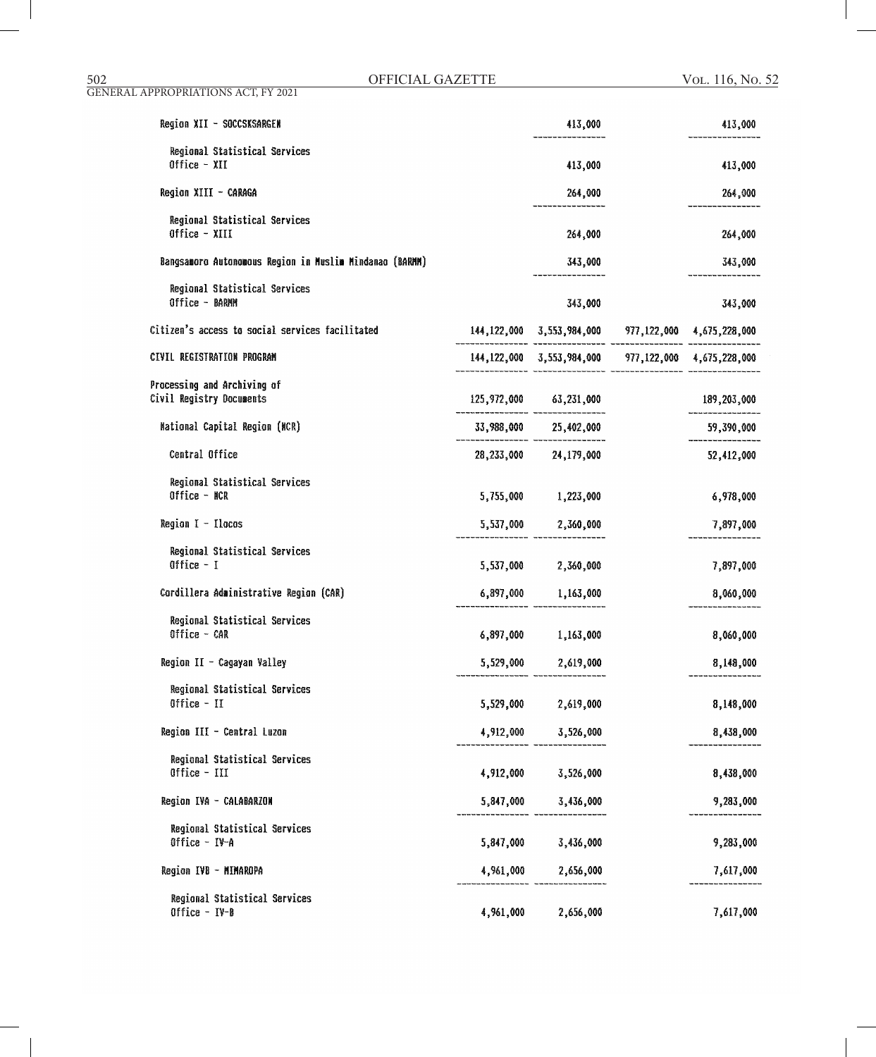| | | | | |
|---|---|---|---|---|
| Region XII - SOCCSKSARGEN | | 413,000 | | 413,000 |
| Regional Statistical Services Office - XII | | 413,000 | | 413,000 |
| Region XIII - CARAGA | | 264,000 | | 264,000 |
| Regional Statistical Services Office - XIII | | 264,000 | | 264,000 |
| Bangsamoro Autonomous Region in Muslim Mindanao (BARMM) | | 343,000 | | 343,000 |
| Regional Statistical Services Office - BARMM | | 343,000 | | 343,000 |
| Citizen's access to social services facilitated | 144,122,000 | 3,553,984,000 | 977,122,000 | 4,675,228,000 |
| CIVIL REGISTRATION PROGRAM | 144,122,000 | 3,553,984,000 | 977,122,000 | 4,675,228,000 |
| Processing and Archiving of Civil Registry Documents | 125,972,000 | 63,231,000 | | 189,203,000 |
| National Capital Region (NCR) | 33,988,000 | 25,402,000 | | 59,390,000 |
| Central Office | 28,233,000 | 24,179,000 | | 52,412,000 |
| Regional Statistical Services Office - NCR | 5,755,000 | 1,223,000 | | 6,978,000 |
| Region I - Ilocos | 5,537,000 | 2,360,000 | | 7,897,000 |
| Regional Statistical Services Office - I | 5,537,000 | 2,360,000 | | 7,897,000 |
| Cordillera Administrative Region (CAR) | 6,897,000 | 1,163,000 | | 8,060,000 |
| Regional Statistical Services Office - CAR | 6,897,000 | 1,163,000 | | 8,060,000 |
| Region II - Cagayan Valley | 5,529,000 | 2,619,000 | | 8,148,000 |
| Regional Statistical Services Office - II | 5,529,000 | 2,619,000 | | 8,148,000 |
| Region III - Central Luzon | 4,912,000 | 3,526,000 | | 8,438,000 |
| Regional Statistical Services Office - III | 4,912,000 | 3,526,000 | | 8,438,000 |
| Region IVA - CALABARZON | 5,847,000 | 3,436,000 | | 9,283,000 |
| Regional Statistical Services Office - IV-A | 5,847,000 | 3,436,000 | | 9,283,000 |
| Region IVB - MIMAROPA | 4,961,000 | 2,656,000 | | 7,617,000 |
| Regional Statistical Services Office - IV-B | 4,961,000 | 2,656,000 | | 7,617,000 |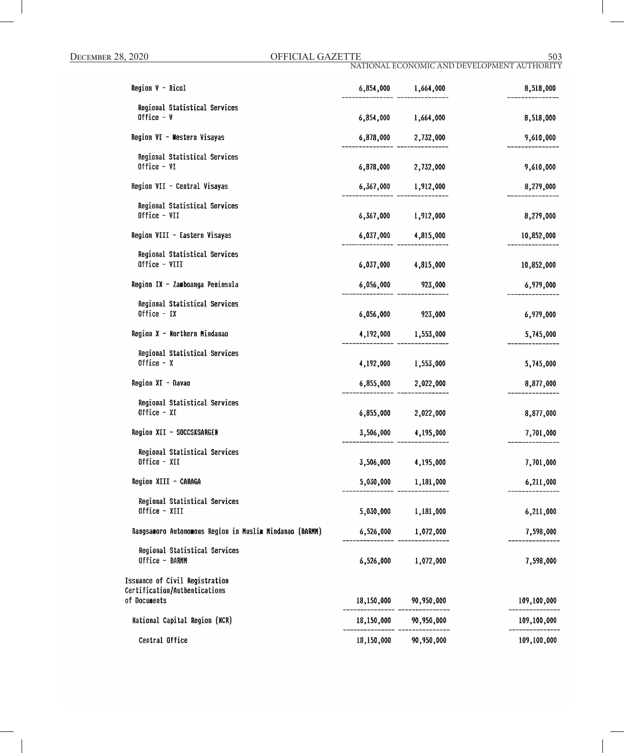| | | | |
|---|---|---|---|
| Region V - Bicol | 6,854,000 | 1,664,000 | 8,518,000 |
| Regional Statistical Services Office - V | 6,854,000 | 1,664,000 | 8,518,000 |
| Region VI - Western Visayas | 6,878,000 | 2,732,000 | 9,610,000 |
| Regional Statistical Services Office - VI | 6,878,000 | 2,732,000 | 9,610,000 |
| Region VII - Central Visayas | 6,367,000 | 1,912,000 | 8,279,000 |
| Regional Statistical Services Office - VII | 6,367,000 | 1,912,000 | 8,279,000 |
| Region VIII - Eastern Visayas | 6,037,000 | 4,815,000 | 10,852,000 |
| Regional Statistical Services Office - VIII | 6,037,000 | 4,815,000 | 10,852,000 |
| Region IX - Zamboanga Peninsula | 6,056,000 | 923,000 | 6,979,000 |
| Regional Statistical Services Office - IX | 6,056,000 | 923,000 | 6,979,000 |
| Region X - Northern Mindanao | 4,192,000 | 1,553,000 | 5,745,000 |
| Regional Statistical Services Office - X | 4,192,000 | 1,553,000 | 5,745,000 |
| Region XI - Davao | 6,855,000 | 2,022,000 | 8,877,000 |
| Regional Statistical Services Office - XI | 6,855,000 | 2,022,000 | 8,877,000 |
| Region XII - SOCCSKSARGEN | 3,506,000 | 4,195,000 | 7,701,000 |
| Regional Statistical Services Office - XII | 3,506,000 | 4,195,000 | 7,701,000 |
| Region XIII - CARAGA | 5,030,000 | 1,181,000 | 6,211,000 |
| Regional Statistical Services Office - XIII | 5,030,000 | 1,181,000 | 6,211,000 |
| Bangsamoro Autonomous Region in Muslim Mindanao (BARMM) | 6,526,000 | 1,072,000 | 7,598,000 |
| Regional Statistical Services Office - BARMM | 6,526,000 | 1,072,000 | 7,598,000 |
| Issuance of Civil Registration Certification/Authentications of Documents | 18,150,000 | 90,950,000 | 109,100,000 |
| National Capital Region (NCR) | 18,150,000 | 90,950,000 | 109,100,000 |
| Central Office | 18,150,000 | 90,950,000 | 109,100,000 |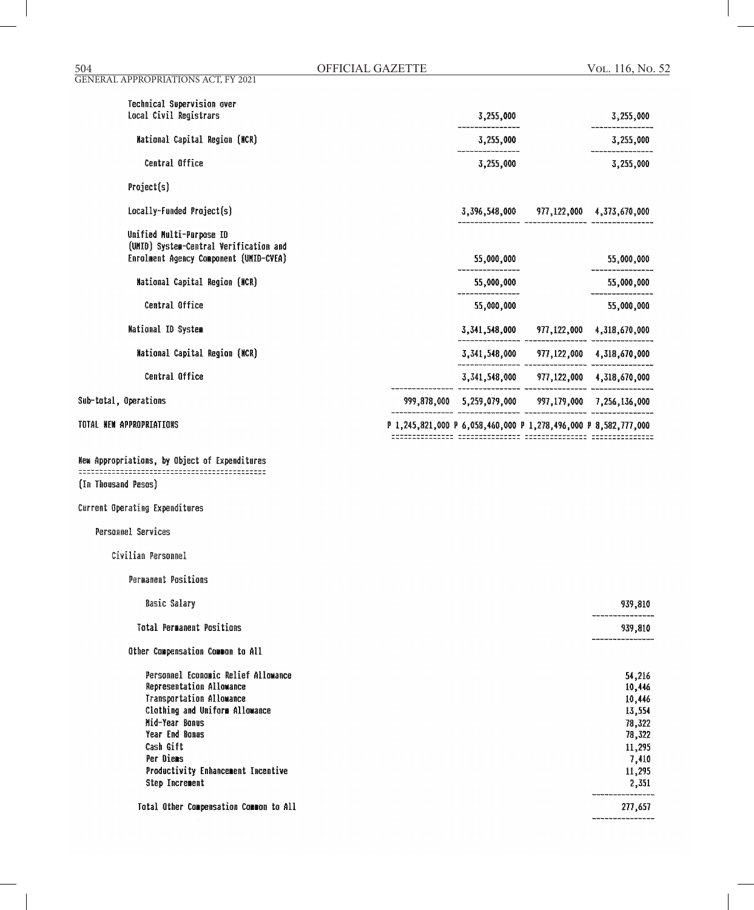| | | | | |
|---|---|---|---|---|
| Technical Supervision over Local Civil Registrars | | 3,255,000 | | 3,255,000 |
| National Capital Region (NCR) | | 3,255,000 | | 3,255,000 |
| Central Office | | 3,255,000 | | 3,255,000 |
| Project(s) | | | | |
| Locally-Funded Project(s) | | 3,396,548,000 | 977,122,000 | 4,373,670,000 |
| Unified Multi-Purpose ID (UMID) System-Central Verification and Enrolment Agency Component (UMID-CVEA) | | 55,000,000 | | 55,000,000 |
| National Capital Region (NCR) | | 55,000,000 | | 55,000,000 |
| Central Office | | 55,000,000 | | 55,000,000 |
| National ID System | | 3,341,548,000 | 977,122,000 | 4,318,670,000 |
| National Capital Region (NCR) | | 3,341,548,000 | 977,122,000 | 4,318,670,000 |
| Central Office | | 3,341,548,000 | 977,122,000 | 4,318,670,000 |
| Sub-total, Operations | 999,878,000 | 5,259,079,000 | 997,179,000 | 7,256,136,000 |
| TOTAL NEW APPROPRIATIONS | P 1,245,821,000 | P 6,058,460,000 | P 1,278,496,000 | P 8,582,777,000 |

New Appropriations, by Object of Expenditures

(In Thousand Pesos)

Current Operating Expenditures

Personnel Services

Civilian Personnel

Permanent Positions

| | |
|---|---|
| Basic Salary | 939,810 |
| Total Permanent Positions | 939,810 |
| Other Compensation Common to All | |
| Personnel Economic Relief Allowance | 54,216 |
| Representation Allowance | 10,446 |
| Transportation Allowance | 10,446 |
| Clothing and Uniform Allowance | 13,554 |
| Mid-Year Bonus | 78,322 |
| Year End Bonus | 78,322 |
| Cash Gift | 11,295 |
| Per Diems | 7,410 |
| Productivity Enhancement Incentive | 11,295 |
| Step Increment | 2,351 |
| Total Other Compensation Common to All | 277,657 |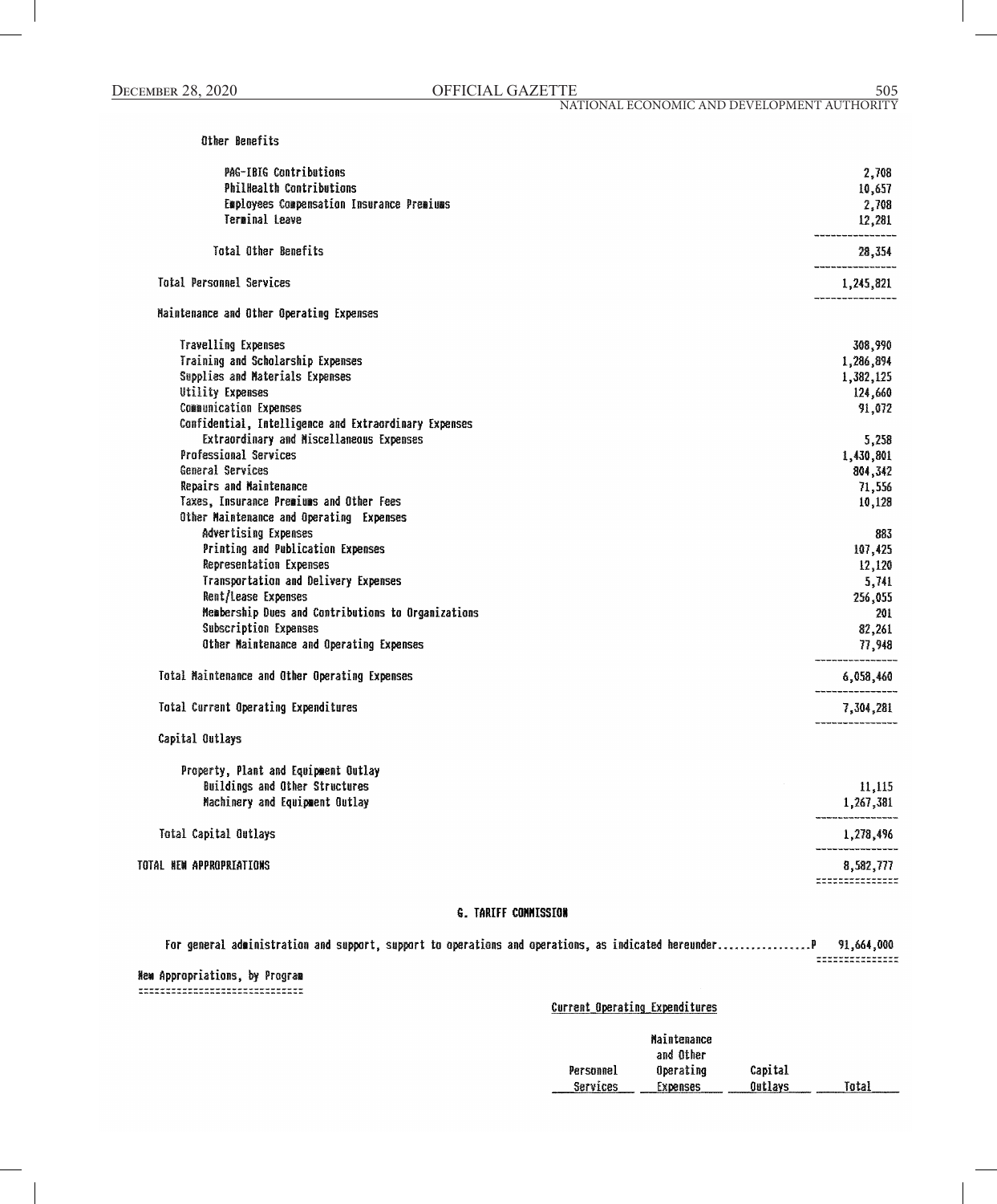Other Benefits

| | |
|---|---|
| PAG-IBIG Contributions | 2,708 |
| PhilHealth Contributions | 10,657 |
| Employees Compensation Insurance Premiums | 2,708 |
| Terminal Leave | 12,281 |
| Total Other Benefits | 28,354 |
| Total Personnel Services | 1,245,821 |

Maintenance and Other Operating Expenses

| | |
|---|---|
| Travelling Expenses | 308,990 |
| Training and Scholarship Expenses | 1,286,894 |
| Supplies and Materials Expenses | 1,382,125 |
| Utility Expenses | 124,660 |
| Communication Expenses | 91,072 |
| Confidential, Intelligence and Extraordinary Expenses | |
| Extraordinary and Miscellaneous Expenses | 5,258 |
| Professional Services | 1,430,801 |
| General Services | 804,342 |
| Repairs and Maintenance | 71,556 |
| Taxes, Insurance Premiums and Other Fees | 10,128 |
| Other Maintenance and Operating Expenses | |
| Advertising Expenses | 883 |
| Printing and Publication Expenses | 107,425 |
| Representation Expenses | 12,120 |
| Transportation and Delivery Expenses | 5,741 |
| Rent/Lease Expenses | 256,055 |
| Membership Dues and Contributions to Organizations | 201 |
| Subscription Expenses | 82,261 |
| Other Maintenance and Operating Expenses | 77,948 |
| Total Maintenance and Other Operating Expenses | 6,058,460 |
| Total Current Operating Expenditures | 7,304,281 |

Capital Outlays

| | |
|---|---|
| Property, Plant and Equipment Outlay | |
| Buildings and Other Structures | 11,115 |
| Machinery and Equipment Outlay | 1,267,381 |
| Total Capital Outlays | 1,278,496 |
| TOTAL NEW APPROPRIATIONS | 8,582,777 |

## G. TARIFF COMMISSION

For general administration and support, support to operations and operations, as indicated hereunder.................P 91,664,000

New Appropriations, by Program

| | Current Operating Expenditures | | | |
|---|---|---|---|---|
| | Personnel Services | Maintenance and Other Operating Expenses | Capital Outlays | Total |